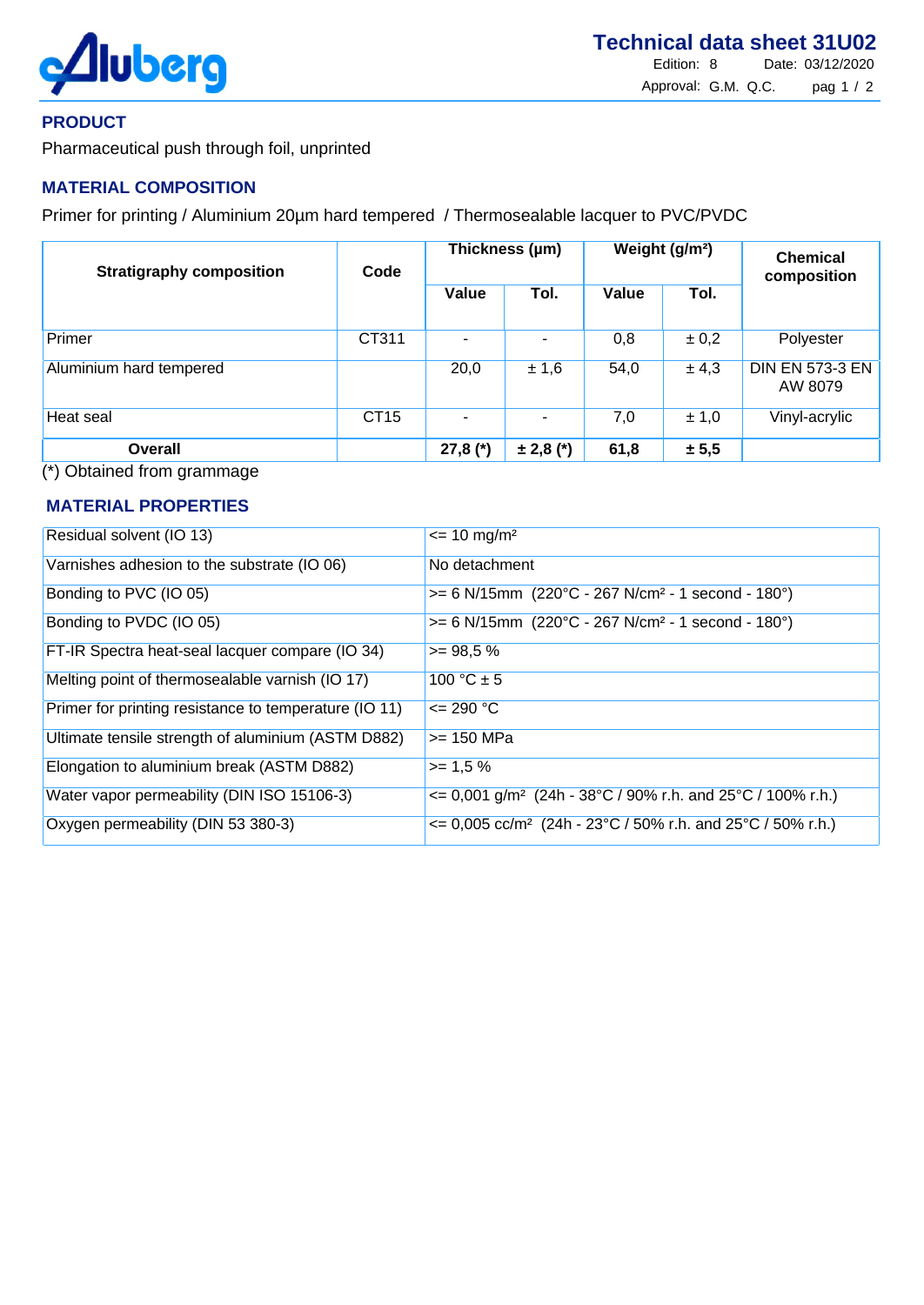# Technical data sheet 31U02

Edition: 8 Date: 03/12/2020

Approval: G.M. Q.C.

## PRODUCT

Pharmaceutical push through foil, unprinted

## MATERIAL COMPOSITION

Primer for printing / Aluminium 20µm hard tempered / Thermosealable lacquer to PVC/PVDC

| Stratigraphy composition | Code | Thickness (µm) | | Weight (g/m²) | | Chemical composition |
|---|---|---|---|---|---|---|
| | | Value | Tol. | Value | Tol. | |
| Primer | CT311 | - | - | 0,8 | ± 0,2 | Polyester |
| Aluminium hard tempered | | 20,0 | ± 1,6 | 54,0 | ± 4,3 | DIN EN 573-3 EN AW 8079 |
| Heat seal | CT15 | - | - | 7,0 | ± 1,0 | Vinyl-acrylic |
| **Overall** | | **27,8 (*)** | **± 2,8 (*)** | **61,8** | **± 5,5** | |

(*) Obtained from grammage

## MATERIAL PROPERTIES

| | |
|---|---|
| Residual solvent (IO 13) | <= 10 mg/m² |
| Varnishes adhesion to the substrate (IO 06) | No detachment |
| Bonding to PVC (IO 05) | >= 6 N/15mm (220°C - 267 N/cm² - 1 second - 180°) |
| Bonding to PVDC (IO 05) | >= 6 N/15mm (220°C - 267 N/cm² - 1 second - 180°) |
| FT-IR Spectra heat-seal lacquer compare (IO 34) | >= 98,5 % |
| Melting point of thermosealable varnish (IO 17) | 100 °C ± 5 |
| Primer for printing resistance to temperature (IO 11) | <= 290 °C |
| Ultimate tensile strength of aluminium (ASTM D882) | >= 150 MPa |
| Elongation to aluminium break (ASTM D882) | >= 1,5 % |
| Water vapor permeability (DIN ISO 15106-3) | <= 0,001 g/m² (24h - 38°C / 90% r.h. and 25°C / 100% r.h.) |
| Oxygen permeability (DIN 53 380-3) | <= 0,005 cc/m² (24h - 23°C / 50% r.h. and 25°C / 50% r.h.) |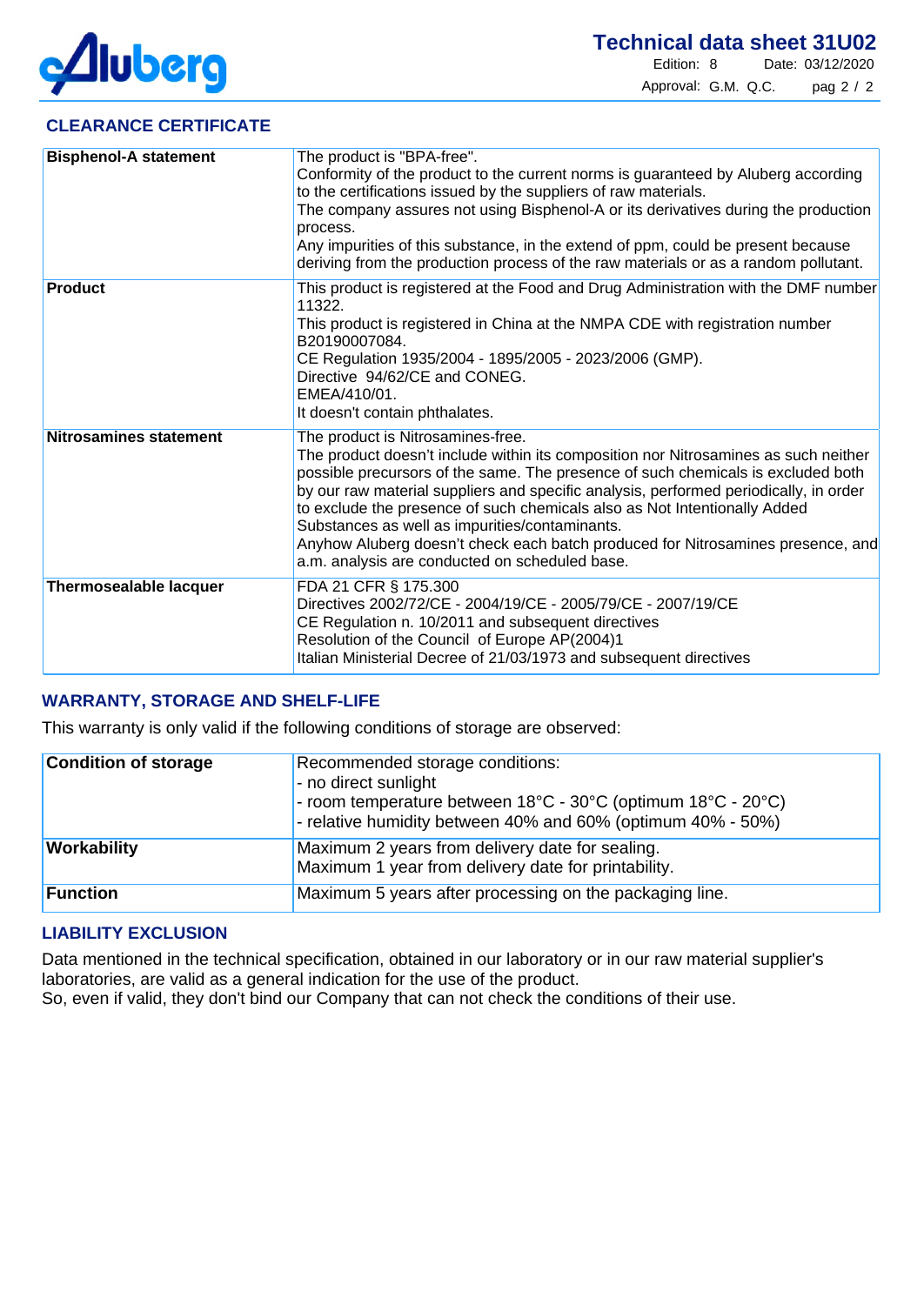## CLEARANCE CERTIFICATE

| | |
|---|---|
| **Bisphenol-A statement** | The product is "BPA-free". Conformity of the product to the current norms is guaranteed by Aluberg according to the certifications issued by the suppliers of raw materials. The company assures not using Bisphenol-A or its derivatives during the production process. Any impurities of this substance, in the extend of ppm, could be present because deriving from the production process of the raw materials or as a random pollutant. |
| **Product** | This product is registered at the Food and Drug Administration with the DMF number 11322. This product is registered in China at the NMPA CDE with registration number B20190007084. CE Regulation 1935/2004 - 1895/2005 - 2023/2006 (GMP). Directive 94/62/CE and CONEG. EMEA/410/01. It doesn't contain phthalates. |
| **Nitrosamines statement** | The product is Nitrosamines-free. The product doesn't include within its composition nor Nitrosamines as such neither possible precursors of the same. The presence of such chemicals is excluded both by our raw material suppliers and specific analysis, performed periodically, in order to exclude the presence of such chemicals also as Not Intentionally Added Substances as well as impurities/contaminants. Anyhow Aluberg doesn't check each batch produced for Nitrosamines presence, and a.m. analysis are conducted on scheduled base. |
| **Thermosealable lacquer** | FDA 21 CFR § 175.300 Directives 2002/72/CE - 2004/19/CE - 2005/79/CE - 2007/19/CE CE Regulation n. 10/2011 and subsequent directives Resolution of the Council of Europe AP(2004)1 Italian Ministerial Decree of 21/03/1973 and subsequent directives |

## WARRANTY, STORAGE AND SHELF-LIFE

This warranty is only valid if the following conditions of storage are observed:

| | |
|---|---|
| **Condition of storage** | Recommended storage conditions:<br>- no direct sunlight<br>- room temperature between 18°C - 30°C (optimum 18°C - 20°C)<br>- relative humidity between 40% and 60% (optimum 40% - 50%) |
| **Workability** | Maximum 2 years from delivery date for sealing.<br>Maximum 1 year from delivery date for printability. |
| **Function** | Maximum 5 years after processing on the packaging line. |

## LIABILITY EXCLUSION

Data mentioned in the technical specification, obtained in our laboratory or in our raw material supplier's laboratories, are valid as a general indication for the use of the product.
So, even if valid, they don't bind our Company that can not check the conditions of their use.